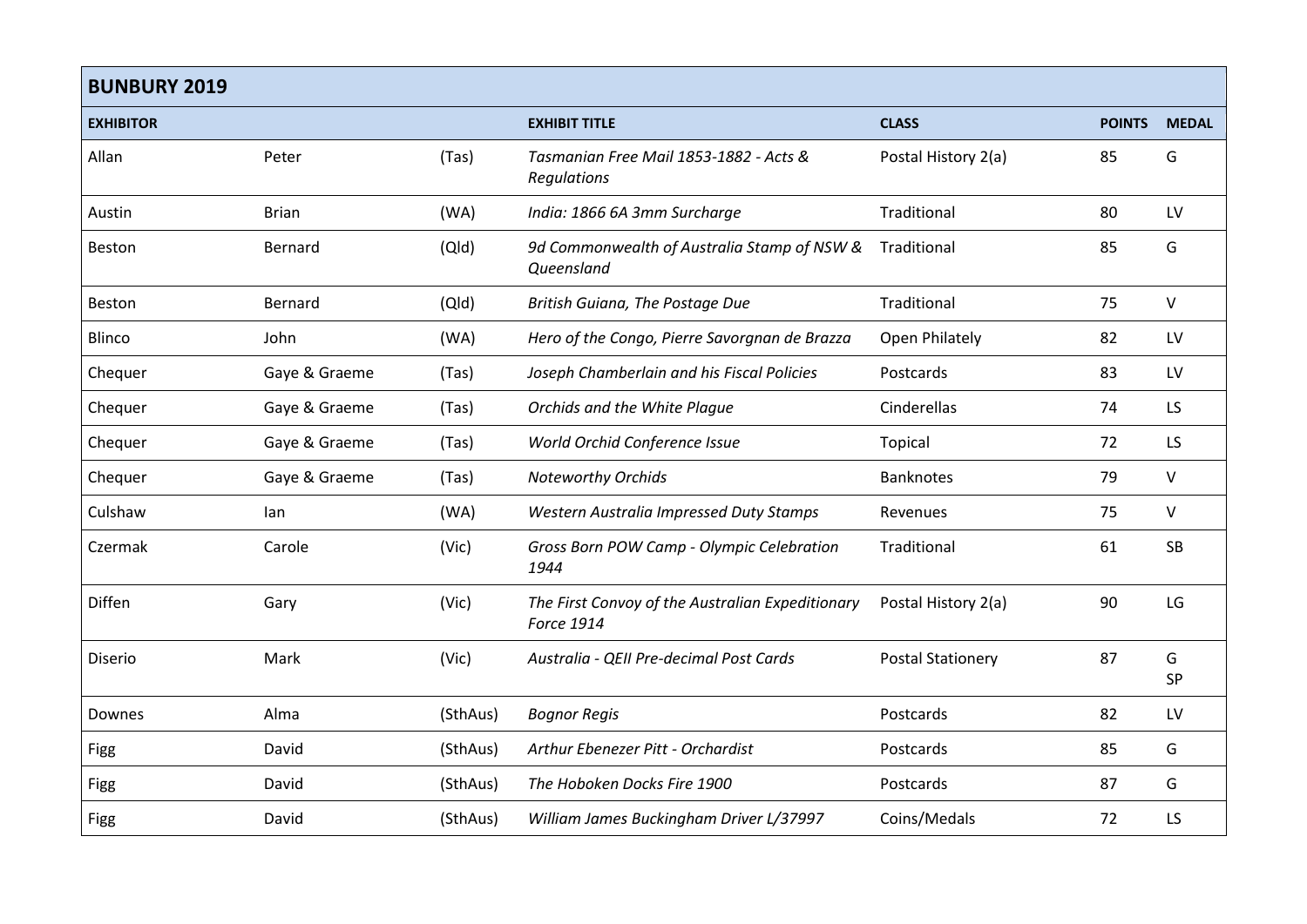| BUNBURY 2019 | | | | | | |
|---|---|---|---|---|---|---|
| **EXHIBITOR** | | | **EXHIBIT TITLE** | **CLASS** | **POINTS** | **MEDAL** |
| Allan | Peter | (Tas) | *Tasmanian Free Mail 1853-1882 - Acts & Regulations* | Postal History 2(a) | 85 | G |
| Austin | Brian | (WA) | *India: 1866 6A 3mm Surcharge* | Traditional | 80 | LV |
| Beston | Bernard | (Qld) | *9d Commonwealth of Australia Stamp of NSW & Queensland* | Traditional | 85 | G |
| Beston | Bernard | (Qld) | *British Guiana, The Postage Due* | Traditional | 75 | V |
| Blinco | John | (WA) | *Hero of the Congo, Pierre Savorgnan de Brazza* | Open Philately | 82 | LV |
| Chequer | Gaye & Graeme | (Tas) | *Joseph Chamberlain and his Fiscal Policies* | Postcards | 83 | LV |
| Chequer | Gaye & Graeme | (Tas) | *Orchids and the White Plague* | Cinderellas | 74 | LS |
| Chequer | Gaye & Graeme | (Tas) | *World Orchid Conference Issue* | Topical | 72 | LS |
| Chequer | Gaye & Graeme | (Tas) | *Noteworthy Orchids* | Banknotes | 79 | V |
| Culshaw | Ian | (WA) | *Western Australia Impressed Duty Stamps* | Revenues | 75 | V |
| Czermak | Carole | (Vic) | *Gross Born POW Camp - Olympic Celebration 1944* | Traditional | 61 | SB |
| Diffen | Gary | (Vic) | *The First Convoy of the Australian Expeditionary Force 1914* | Postal History 2(a) | 90 | LG |
| Diserio | Mark | (Vic) | *Australia - QEII Pre-decimal Post Cards* | Postal Stationery | 87 | G SP |
| Downes | Alma | (SthAus) | *Bognor Regis* | Postcards | 82 | LV |
| Figg | David | (SthAus) | *Arthur Ebenezer Pitt - Orchardist* | Postcards | 85 | G |
| Figg | David | (SthAus) | *The Hoboken Docks Fire 1900* | Postcards | 87 | G |
| Figg | David | (SthAus) | *William James Buckingham Driver L/37997* | Coins/Medals | 72 | LS |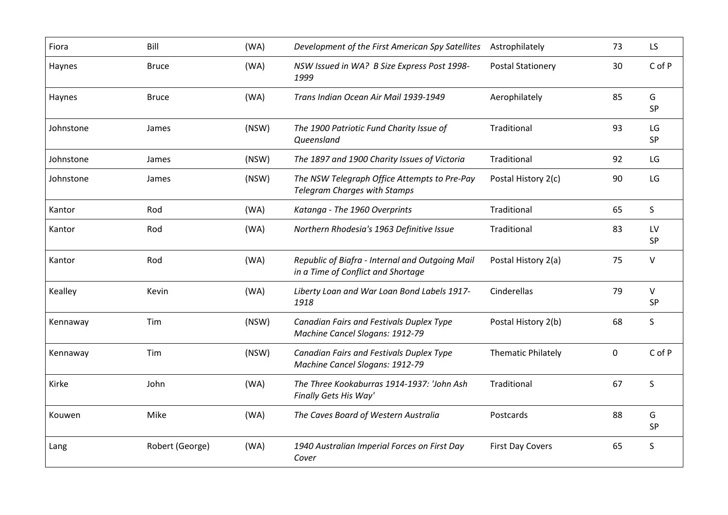| Fiora | Bill | (WA) | *Development of the First American Spy Satellites* | Astrophilately | 73 | LS |
|---|---|---|---|---|---|---|
| Haynes | Bruce | (WA) | *NSW Issued in WA? B Size Express Post 1998-1999* | Postal Stationery | 30 | C of P |
| Haynes | Bruce | (WA) | *Trans Indian Ocean Air Mail 1939-1949* | Aerophilately | 85 | G SP |
| Johnstone | James | (NSW) | *The 1900 Patriotic Fund Charity Issue of Queensland* | Traditional | 93 | LG SP |
| Johnstone | James | (NSW) | *The 1897 and 1900 Charity Issues of Victoria* | Traditional | 92 | LG |
| Johnstone | James | (NSW) | *The NSW Telegraph Office Attempts to Pre-Pay Telegram Charges with Stamps* | Postal History 2(c) | 90 | LG |
| Kantor | Rod | (WA) | *Katanga - The 1960 Overprints* | Traditional | 65 | S |
| Kantor | Rod | (WA) | *Northern Rhodesia's 1963 Definitive Issue* | Traditional | 83 | LV SP |
| Kantor | Rod | (WA) | *Republic of Biafra - Internal and Outgoing Mail in a Time of Conflict and Shortage* | Postal History 2(a) | 75 | V |
| Kealley | Kevin | (WA) | *Liberty Loan and War Loan Bond Labels 1917-1918* | Cinderellas | 79 | V SP |
| Kennaway | Tim | (NSW) | *Canadian Fairs and Festivals Duplex Type Machine Cancel Slogans: 1912-79* | Postal History 2(b) | 68 | S |
| Kennaway | Tim | (NSW) | *Canadian Fairs and Festivals Duplex Type Machine Cancel Slogans: 1912-79* | Thematic Philately | 0 | C of P |
| Kirke | John | (WA) | *The Three Kookaburras 1914-1937: 'John Ash Finally Gets His Way'* | Traditional | 67 | S |
| Kouwen | Mike | (WA) | *The Caves Board of Western Australia* | Postcards | 88 | G SP |
| Lang | Robert (George) | (WA) | *1940 Australian Imperial Forces on First Day Cover* | First Day Covers | 65 | S |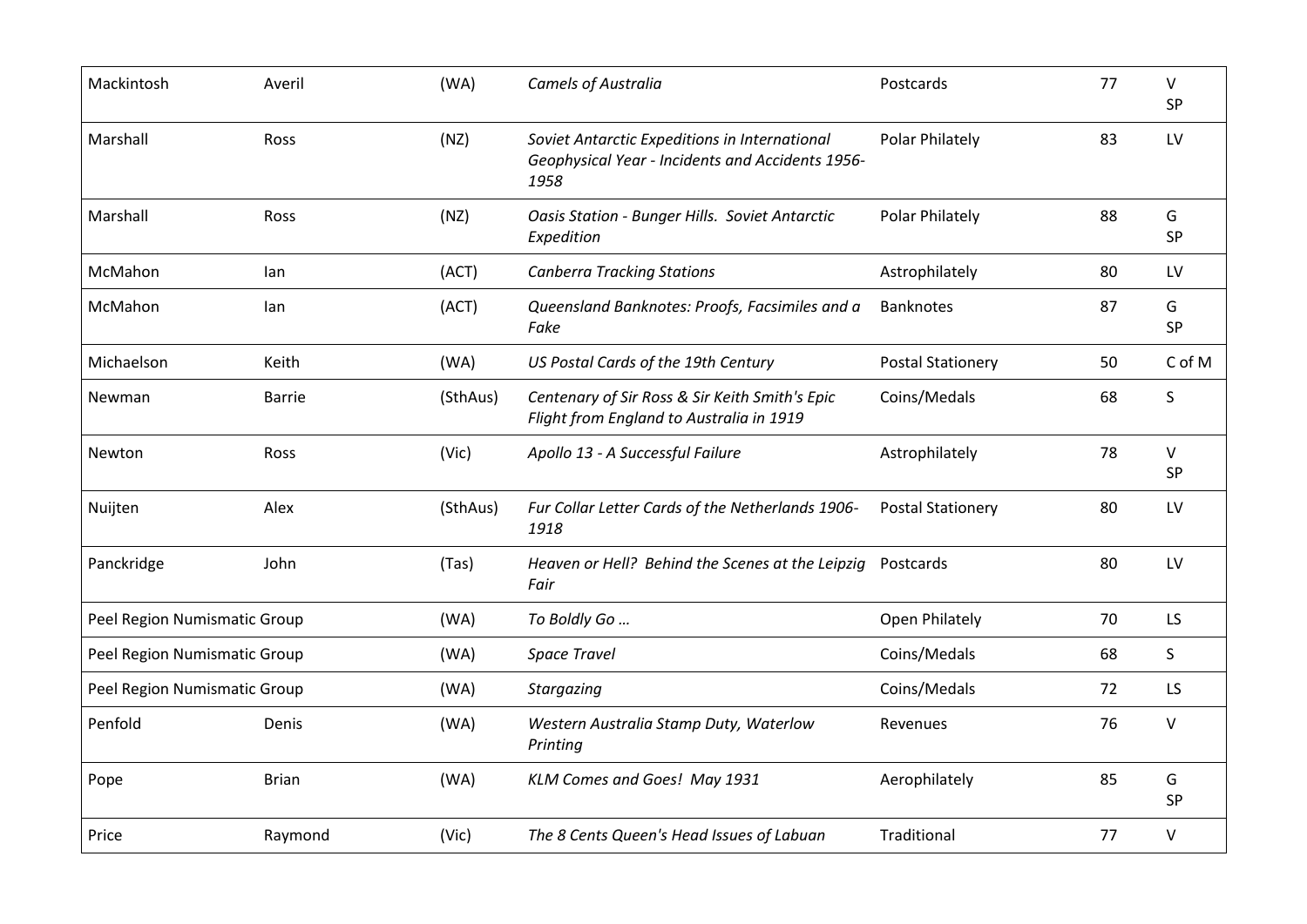| | | | | | | |
|---|---|---|---|---|---|---|
| Mackintosh | Averil | (WA) | *Camels of Australia* | Postcards | 77 | V SP |
| Marshall | Ross | (NZ) | *Soviet Antarctic Expeditions in International Geophysical Year - Incidents and Accidents 1956-1958* | Polar Philately | 83 | LV |
| Marshall | Ross | (NZ) | *Oasis Station - Bunger Hills. Soviet Antarctic Expedition* | Polar Philately | 88 | G SP |
| McMahon | Ian | (ACT) | *Canberra Tracking Stations* | Astrophilately | 80 | LV |
| McMahon | Ian | (ACT) | *Queensland Banknotes: Proofs, Facsimiles and a Fake* | Banknotes | 87 | G SP |
| Michaelson | Keith | (WA) | *US Postal Cards of the 19th Century* | Postal Stationery | 50 | C of M |
| Newman | Barrie | (SthAus) | *Centenary of Sir Ross & Sir Keith Smith's Epic Flight from England to Australia in 1919* | Coins/Medals | 68 | S |
| Newton | Ross | (Vic) | *Apollo 13 - A Successful Failure* | Astrophilately | 78 | V SP |
| Nuijten | Alex | (SthAus) | *Fur Collar Letter Cards of the Netherlands 1906-1918* | Postal Stationery | 80 | LV |
| Panckridge | John | (Tas) | *Heaven or Hell? Behind the Scenes at the Leipzig Fair* | Postcards | 80 | LV |
| Peel Region Numismatic Group | | (WA) | *To Boldly Go …* | Open Philately | 70 | LS |
| Peel Region Numismatic Group | | (WA) | *Space Travel* | Coins/Medals | 68 | S |
| Peel Region Numismatic Group | | (WA) | *Stargazing* | Coins/Medals | 72 | LS |
| Penfold | Denis | (WA) | *Western Australia Stamp Duty, Waterlow Printing* | Revenues | 76 | V |
| Pope | Brian | (WA) | *KLM Comes and Goes! May 1931* | Aerophilately | 85 | G SP |
| Price | Raymond | (Vic) | *The 8 Cents Queen's Head Issues of Labuan* | Traditional | 77 | V |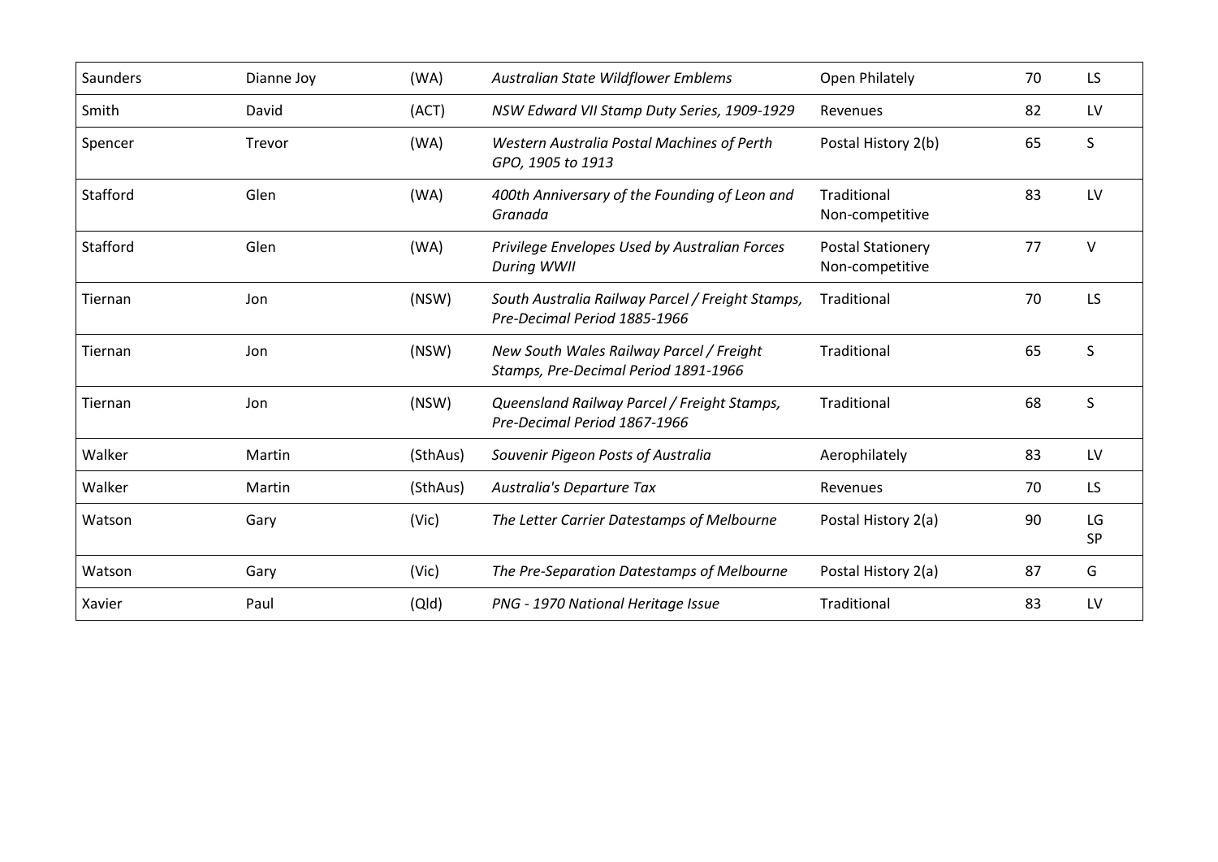| | | | | | | |
|---|---|---|---|---|---|---|
| Saunders | Dianne Joy | (WA) | *Australian State Wildflower Emblems* | Open Philately | 70 | LS |
| Smith | David | (ACT) | *NSW Edward VII Stamp Duty Series, 1909-1929* | Revenues | 82 | LV |
| Spencer | Trevor | (WA) | *Western Australia Postal Machines of Perth GPO, 1905 to 1913* | Postal History 2(b) | 65 | S |
| Stafford | Glen | (WA) | *400th Anniversary of the Founding of Leon and Granada* | Traditional Non-competitive | 83 | LV |
| Stafford | Glen | (WA) | *Privilege Envelopes Used by Australian Forces During WWII* | Postal Stationery Non-competitive | 77 | V |
| Tiernan | Jon | (NSW) | *South Australia Railway Parcel / Freight Stamps, Pre-Decimal Period 1885-1966* | Traditional | 70 | LS |
| Tiernan | Jon | (NSW) | *New South Wales Railway Parcel / Freight Stamps, Pre-Decimal Period 1891-1966* | Traditional | 65 | S |
| Tiernan | Jon | (NSW) | *Queensland Railway Parcel / Freight Stamps, Pre-Decimal Period 1867-1966* | Traditional | 68 | S |
| Walker | Martin | (SthAus) | *Souvenir Pigeon Posts of Australia* | Aerophilately | 83 | LV |
| Walker | Martin | (SthAus) | *Australia's Departure Tax* | Revenues | 70 | LS |
| Watson | Gary | (Vic) | *The Letter Carrier Datestamps of Melbourne* | Postal History 2(a) | 90 | LG SP |
| Watson | Gary | (Vic) | *The Pre-Separation Datestamps of Melbourne* | Postal History 2(a) | 87 | G |
| Xavier | Paul | (Qld) | *PNG - 1970 National Heritage Issue* | Traditional | 83 | LV |